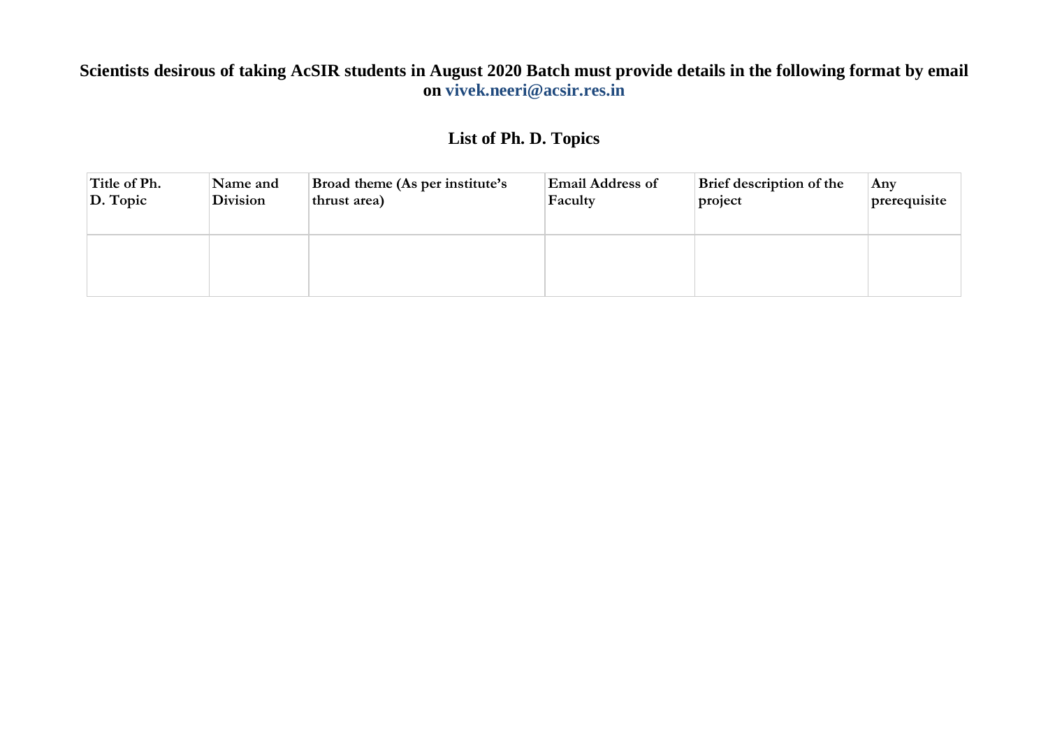**Scientists desirous of taking AcSIR students in August 2020 Batch must provide details in the following format by email on vivek.neeri@acsir.res.in**

## List of Ph. D. Topics

| Title of Ph. D. Topic | Name and Division | Broad theme (As per institute's thrust area) | Email Address of Faculty | Brief description of the project | Any prerequisite |
|---|---|---|---|---|---|
| | | | | | |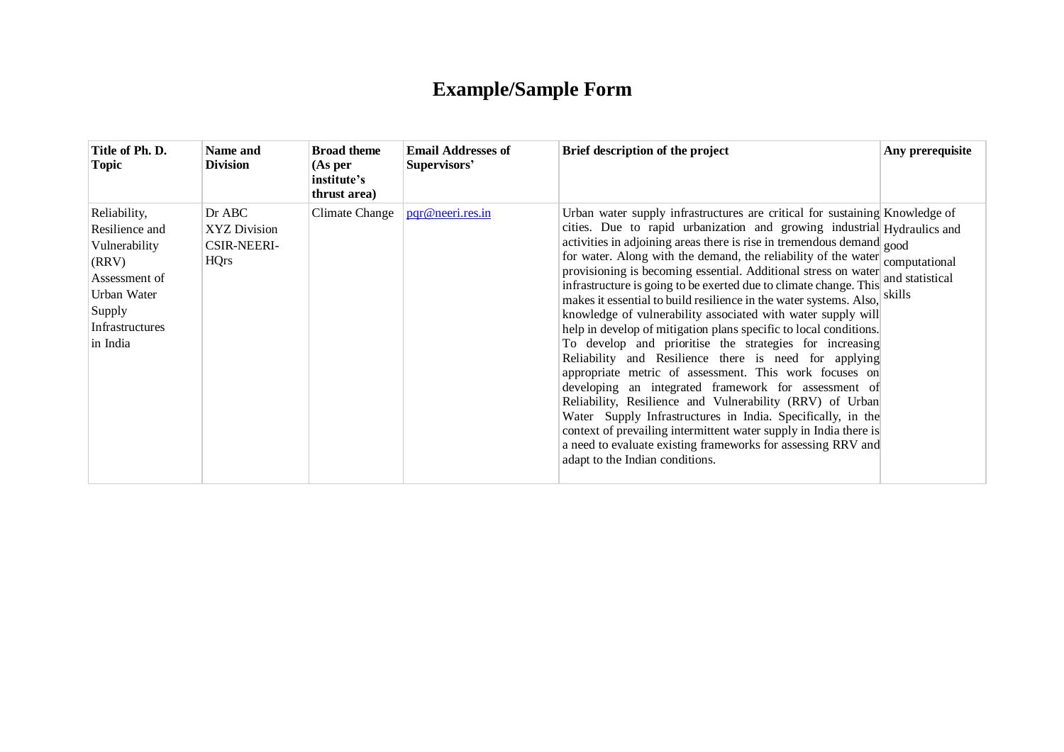# Example/Sample Form

| Title of Ph. D. Topic | Name and Division | Broad theme (As per institute's thrust area) | Email Addresses of Supervisors' | Brief description of the project | Any prerequisite |
|---|---|---|---|---|---|
| Reliability, Resilience and Vulnerability (RRV) Assessment of Urban Water Supply Infrastructures in India | Dr ABC XYZ Division CSIR-NEERI-HQrs | Climate Change | pqr@neeri.res.in | Urban water supply infrastructures are critical for sustaining cities. Due to rapid urbanization and growing industrial activities in adjoining areas there is rise in tremendous demand for water. Along with the demand, the reliability of the water provisioning is becoming essential. Additional stress on water infrastructure is going to be exerted due to climate change. This makes it essential to build resilience in the water systems. Also, knowledge of vulnerability associated with water supply will help in develop of mitigation plans specific to local conditions. To develop and prioritise the strategies for increasing Reliability and Resilience there is need for applying appropriate metric of assessment. This work focuses on developing an integrated framework for assessment of Reliability, Resilience and Vulnerability (RRV) of Urban Water Supply Infrastructures in India. Specifically, in the context of prevailing intermittent water supply in India there is a need to evaluate existing frameworks for assessing RRV and adapt to the Indian conditions. | Knowledge of Hydraulics and good computational and statistical skills |